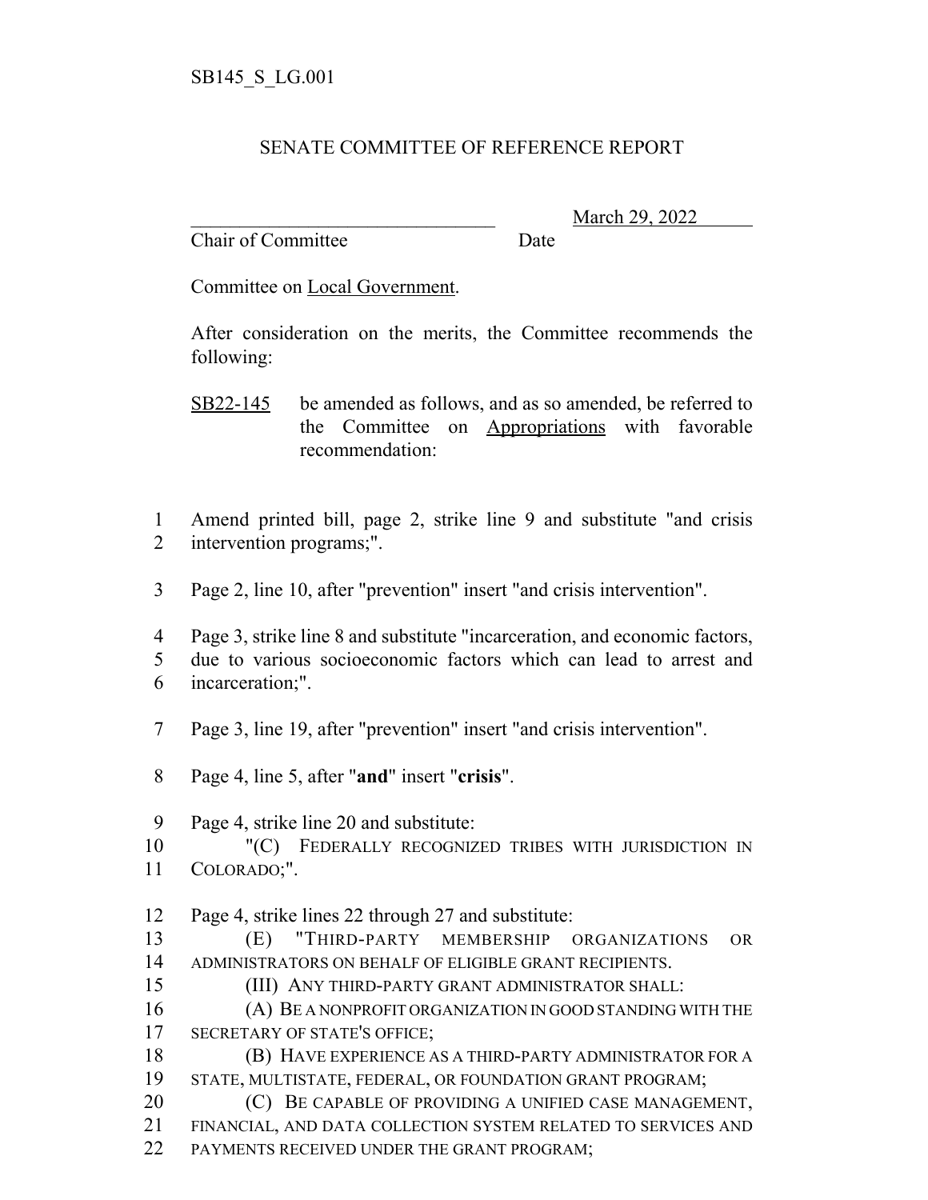SB145_S_LG.001

# SENATE COMMITTEE OF REFERENCE REPORT

\_\_\_\_\_\_\_\_\_\_\_\_\_\_\_\_\_\_\_\_\_\_\_\_\_\_\_\_\_\_\_\_ March 29, 2022
Chair of Committee Date

Committee on Local Government.

After consideration on the merits, the Committee recommends the following:

SB22-145 be amended as follows, and as so amended, be referred to the Committee on Appropriations with favorable recommendation:

1 Amend printed bill, page 2, strike line 9 and substitute "and crisis
2 intervention programs;".

3 Page 2, line 10, after "prevention" insert "and crisis intervention".

4 Page 3, strike line 8 and substitute "incarceration, and economic factors,
5 due to various socioeconomic factors which can lead to arrest and
6 incarceration;".

7 Page 3, line 19, after "prevention" insert "and crisis intervention".

8 Page 4, line 5, after "**and**" insert "**crisis**".

9 Page 4, strike line 20 and substitute:
10 "(C) FEDERALLY RECOGNIZED TRIBES WITH JURISDICTION IN
11 COLORADO;".

12 Page 4, strike lines 22 through 27 and substitute:
13 (E) "THIRD-PARTY MEMBERSHIP ORGANIZATIONS OR
14 ADMINISTRATORS ON BEHALF OF ELIGIBLE GRANT RECIPIENTS.
15 (III) ANY THIRD-PARTY GRANT ADMINISTRATOR SHALL:
16 (A) BE A NONPROFIT ORGANIZATION IN GOOD STANDING WITH THE
17 SECRETARY OF STATE'S OFFICE;
18 (B) HAVE EXPERIENCE AS A THIRD-PARTY ADMINISTRATOR FOR A
19 STATE, MULTISTATE, FEDERAL, OR FOUNDATION GRANT PROGRAM;
20 (C) BE CAPABLE OF PROVIDING A UNIFIED CASE MANAGEMENT,
21 FINANCIAL, AND DATA COLLECTION SYSTEM RELATED TO SERVICES AND
22 PAYMENTS RECEIVED UNDER THE GRANT PROGRAM;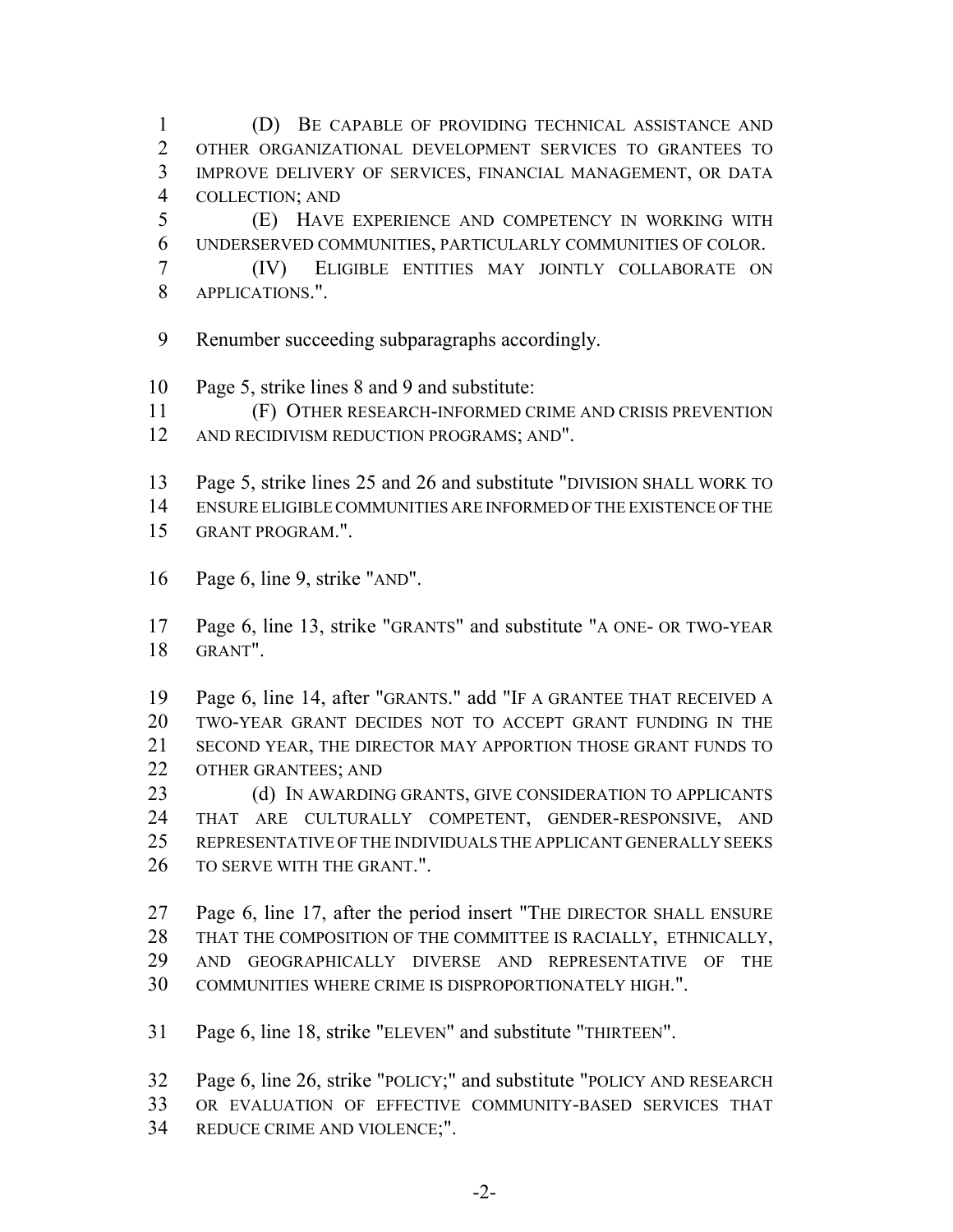(D) BE CAPABLE OF PROVIDING TECHNICAL ASSISTANCE AND OTHER ORGANIZATIONAL DEVELOPMENT SERVICES TO GRANTEES TO IMPROVE DELIVERY OF SERVICES, FINANCIAL MANAGEMENT, OR DATA COLLECTION; AND

(E) HAVE EXPERIENCE AND COMPETENCY IN WORKING WITH UNDERSERVED COMMUNITIES, PARTICULARLY COMMUNITIES OF COLOR.

(IV) ELIGIBLE ENTITIES MAY JOINTLY COLLABORATE ON APPLICATIONS.".

Renumber succeeding subparagraphs accordingly.

Page 5, strike lines 8 and 9 and substitute:

(F) OTHER RESEARCH-INFORMED CRIME AND CRISIS PREVENTION AND RECIDIVISM REDUCTION PROGRAMS; AND".

Page 5, strike lines 25 and 26 and substitute "DIVISION SHALL WORK TO ENSURE ELIGIBLE COMMUNITIES ARE INFORMED OF THE EXISTENCE OF THE GRANT PROGRAM.".

Page 6, line 9, strike "AND".

Page 6, line 13, strike "GRANTS" and substitute "A ONE- OR TWO-YEAR GRANT".

Page 6, line 14, after "GRANTS." add "IF A GRANTEE THAT RECEIVED A TWO-YEAR GRANT DECIDES NOT TO ACCEPT GRANT FUNDING IN THE SECOND YEAR, THE DIRECTOR MAY APPORTION THOSE GRANT FUNDS TO OTHER GRANTEES; AND

(d) IN AWARDING GRANTS, GIVE CONSIDERATION TO APPLICANTS THAT ARE CULTURALLY COMPETENT, GENDER-RESPONSIVE, AND REPRESENTATIVE OF THE INDIVIDUALS THE APPLICANT GENERALLY SEEKS TO SERVE WITH THE GRANT.".

Page 6, line 17, after the period insert "THE DIRECTOR SHALL ENSURE THAT THE COMPOSITION OF THE COMMITTEE IS RACIALLY, ETHNICALLY, AND GEOGRAPHICALLY DIVERSE AND REPRESENTATIVE OF THE COMMUNITIES WHERE CRIME IS DISPROPORTIONATELY HIGH.".

Page 6, line 18, strike "ELEVEN" and substitute "THIRTEEN".

Page 6, line 26, strike "POLICY;" and substitute "POLICY AND RESEARCH OR EVALUATION OF EFFECTIVE COMMUNITY-BASED SERVICES THAT REDUCE CRIME AND VIOLENCE;".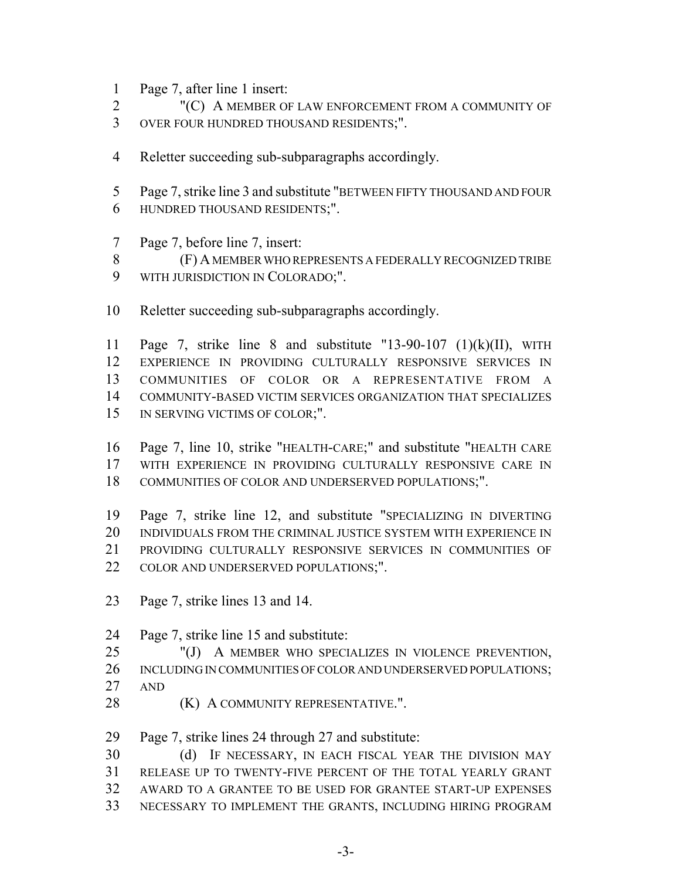Page 7, after line 1 insert:

"(C) A MEMBER OF LAW ENFORCEMENT FROM A COMMUNITY OF OVER FOUR HUNDRED THOUSAND RESIDENTS;".

Reletter succeeding sub-subparagraphs accordingly.

Page 7, strike line 3 and substitute "BETWEEN FIFTY THOUSAND AND FOUR HUNDRED THOUSAND RESIDENTS;".

Page 7, before line 7, insert:

(F) A MEMBER WHO REPRESENTS A FEDERALLY RECOGNIZED TRIBE WITH JURISDICTION IN COLORADO;".

Reletter succeeding sub-subparagraphs accordingly.

Page 7, strike line 8 and substitute "13-90-107 (1)(k)(II), WITH EXPERIENCE IN PROVIDING CULTURALLY RESPONSIVE SERVICES IN COMMUNITIES OF COLOR OR A REPRESENTATIVE FROM A COMMUNITY-BASED VICTIM SERVICES ORGANIZATION THAT SPECIALIZES IN SERVING VICTIMS OF COLOR;".

Page 7, line 10, strike "HEALTH-CARE;" and substitute "HEALTH CARE WITH EXPERIENCE IN PROVIDING CULTURALLY RESPONSIVE CARE IN COMMUNITIES OF COLOR AND UNDERSERVED POPULATIONS;".

Page 7, strike line 12, and substitute "SPECIALIZING IN DIVERTING INDIVIDUALS FROM THE CRIMINAL JUSTICE SYSTEM WITH EXPERIENCE IN PROVIDING CULTURALLY RESPONSIVE SERVICES IN COMMUNITIES OF COLOR AND UNDERSERVED POPULATIONS;".

Page 7, strike lines 13 and 14.

Page 7, strike line 15 and substitute:

"(J) A MEMBER WHO SPECIALIZES IN VIOLENCE PREVENTION, INCLUDING IN COMMUNITIES OF COLOR AND UNDERSERVED POPULATIONS; AND

(K) A COMMUNITY REPRESENTATIVE.".

Page 7, strike lines 24 through 27 and substitute:

(d) IF NECESSARY, IN EACH FISCAL YEAR THE DIVISION MAY RELEASE UP TO TWENTY-FIVE PERCENT OF THE TOTAL YEARLY GRANT AWARD TO A GRANTEE TO BE USED FOR GRANTEE START-UP EXPENSES NECESSARY TO IMPLEMENT THE GRANTS, INCLUDING HIRING PROGRAM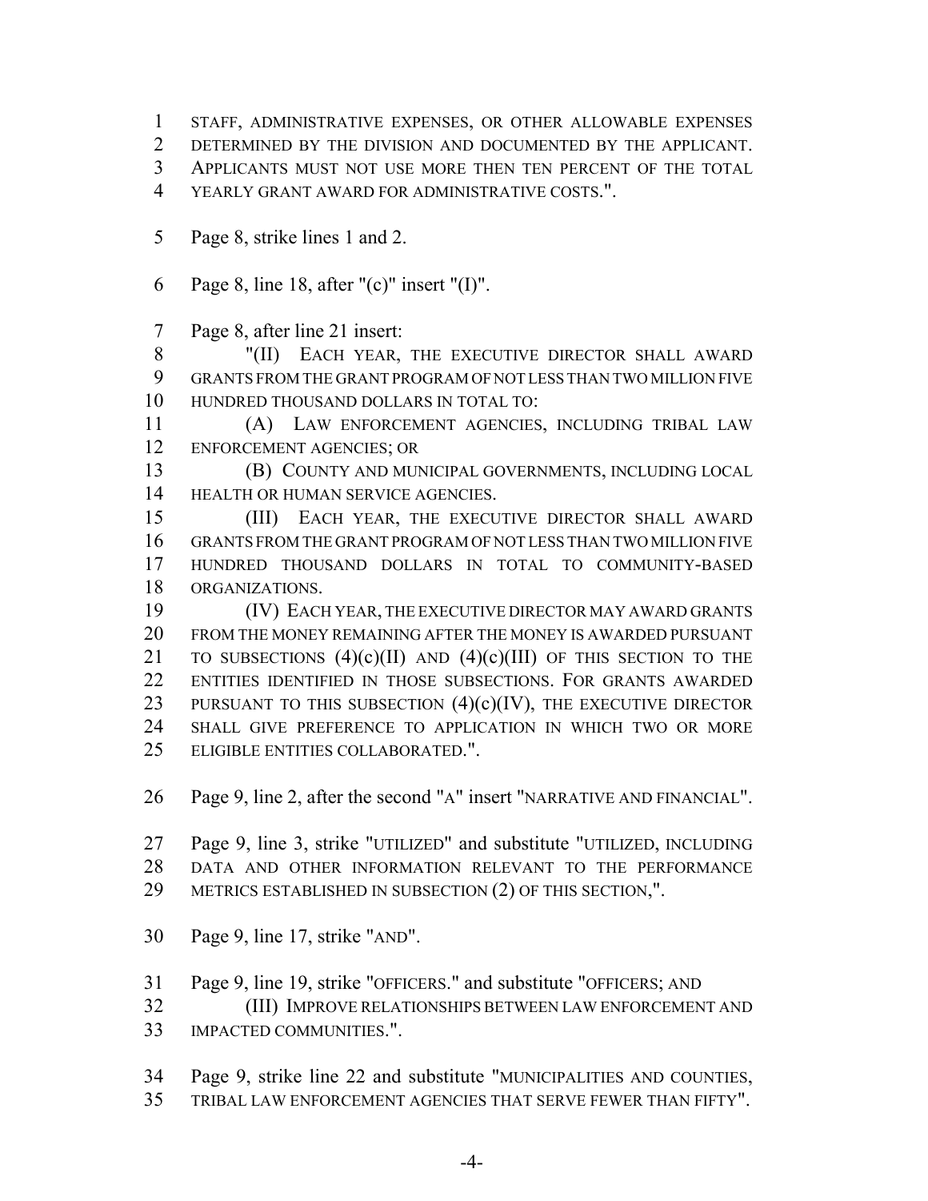STAFF, ADMINISTRATIVE EXPENSES, OR OTHER ALLOWABLE EXPENSES DETERMINED BY THE DIVISION AND DOCUMENTED BY THE APPLICANT. APPLICANTS MUST NOT USE MORE THEN TEN PERCENT OF THE TOTAL YEARLY GRANT AWARD FOR ADMINISTRATIVE COSTS.".

Page 8, strike lines 1 and 2.

Page 8, line 18, after "(c)" insert "(I)".

Page 8, after line 21 insert:

"(II) EACH YEAR, THE EXECUTIVE DIRECTOR SHALL AWARD GRANTS FROM THE GRANT PROGRAM OF NOT LESS THAN TWO MILLION FIVE HUNDRED THOUSAND DOLLARS IN TOTAL TO:

(A) LAW ENFORCEMENT AGENCIES, INCLUDING TRIBAL LAW ENFORCEMENT AGENCIES; OR

(B) COUNTY AND MUNICIPAL GOVERNMENTS, INCLUDING LOCAL HEALTH OR HUMAN SERVICE AGENCIES.

(III) EACH YEAR, THE EXECUTIVE DIRECTOR SHALL AWARD GRANTS FROM THE GRANT PROGRAM OF NOT LESS THAN TWO MILLION FIVE HUNDRED THOUSAND DOLLARS IN TOTAL TO COMMUNITY-BASED ORGANIZATIONS.

(IV) EACH YEAR, THE EXECUTIVE DIRECTOR MAY AWARD GRANTS FROM THE MONEY REMAINING AFTER THE MONEY IS AWARDED PURSUANT TO SUBSECTIONS (4)(c)(II) AND (4)(c)(III) OF THIS SECTION TO THE ENTITIES IDENTIFIED IN THOSE SUBSECTIONS. FOR GRANTS AWARDED PURSUANT TO THIS SUBSECTION (4)(c)(IV), THE EXECUTIVE DIRECTOR SHALL GIVE PREFERENCE TO APPLICATION IN WHICH TWO OR MORE ELIGIBLE ENTITIES COLLABORATED.".

Page 9, line 2, after the second "A" insert "NARRATIVE AND FINANCIAL".

Page 9, line 3, strike "UTILIZED" and substitute "UTILIZED, INCLUDING DATA AND OTHER INFORMATION RELEVANT TO THE PERFORMANCE METRICS ESTABLISHED IN SUBSECTION (2) OF THIS SECTION,".

Page 9, line 17, strike "AND".

Page 9, line 19, strike "OFFICERS." and substitute "OFFICERS; AND

(III) IMPROVE RELATIONSHIPS BETWEEN LAW ENFORCEMENT AND IMPACTED COMMUNITIES.".

Page 9, strike line 22 and substitute "MUNICIPALITIES AND COUNTIES, TRIBAL LAW ENFORCEMENT AGENCIES THAT SERVE FEWER THAN FIFTY".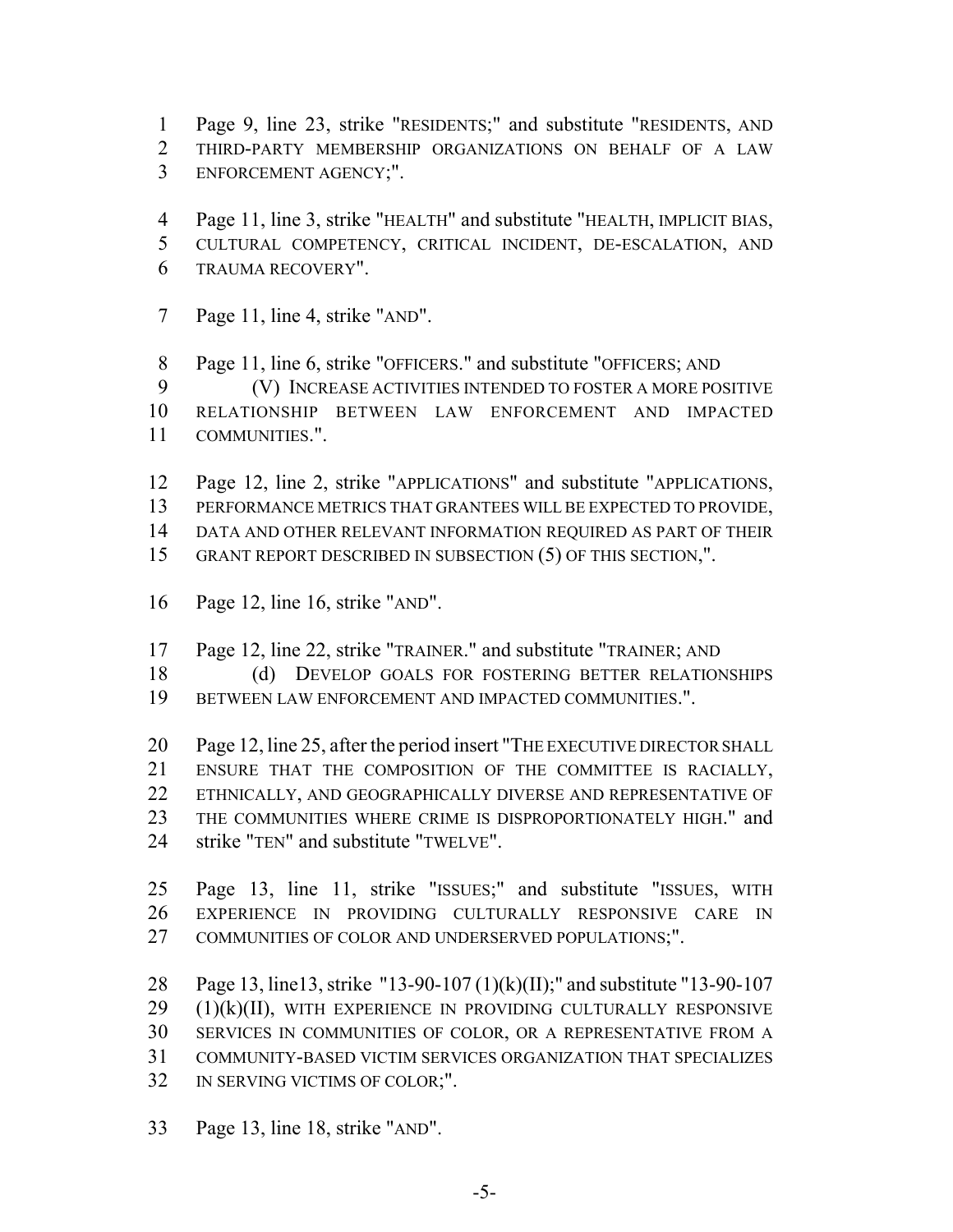Page 9, line 23, strike "RESIDENTS;" and substitute "RESIDENTS, AND THIRD-PARTY MEMBERSHIP ORGANIZATIONS ON BEHALF OF A LAW ENFORCEMENT AGENCY;".

Page 11, line 3, strike "HEALTH" and substitute "HEALTH, IMPLICIT BIAS, CULTURAL COMPETENCY, CRITICAL INCIDENT, DE-ESCALATION, AND TRAUMA RECOVERY".

Page 11, line 4, strike "AND".

Page 11, line 6, strike "OFFICERS." and substitute "OFFICERS; AND

(V) INCREASE ACTIVITIES INTENDED TO FOSTER A MORE POSITIVE RELATIONSHIP BETWEEN LAW ENFORCEMENT AND IMPACTED COMMUNITIES.".

Page 12, line 2, strike "APPLICATIONS" and substitute "APPLICATIONS, PERFORMANCE METRICS THAT GRANTEES WILL BE EXPECTED TO PROVIDE, DATA AND OTHER RELEVANT INFORMATION REQUIRED AS PART OF THEIR GRANT REPORT DESCRIBED IN SUBSECTION (5) OF THIS SECTION,".

Page 12, line 16, strike "AND".

Page 12, line 22, strike "TRAINER." and substitute "TRAINER; AND

(d) DEVELOP GOALS FOR FOSTERING BETTER RELATIONSHIPS BETWEEN LAW ENFORCEMENT AND IMPACTED COMMUNITIES.".

Page 12, line 25, after the period insert "THE EXECUTIVE DIRECTOR SHALL ENSURE THAT THE COMPOSITION OF THE COMMITTEE IS RACIALLY, ETHNICALLY, AND GEOGRAPHICALLY DIVERSE AND REPRESENTATIVE OF THE COMMUNITIES WHERE CRIME IS DISPROPORTIONATELY HIGH." and strike "TEN" and substitute "TWELVE".

Page 13, line 11, strike "ISSUES;" and substitute "ISSUES, WITH EXPERIENCE IN PROVIDING CULTURALLY RESPONSIVE CARE IN COMMUNITIES OF COLOR AND UNDERSERVED POPULATIONS;".

Page 13, line13, strike "13-90-107 (1)(k)(II);" and substitute "13-90-107 (1)(k)(II), WITH EXPERIENCE IN PROVIDING CULTURALLY RESPONSIVE SERVICES IN COMMUNITIES OF COLOR, OR A REPRESENTATIVE FROM A COMMUNITY-BASED VICTIM SERVICES ORGANIZATION THAT SPECIALIZES IN SERVING VICTIMS OF COLOR;".

Page 13, line 18, strike "AND".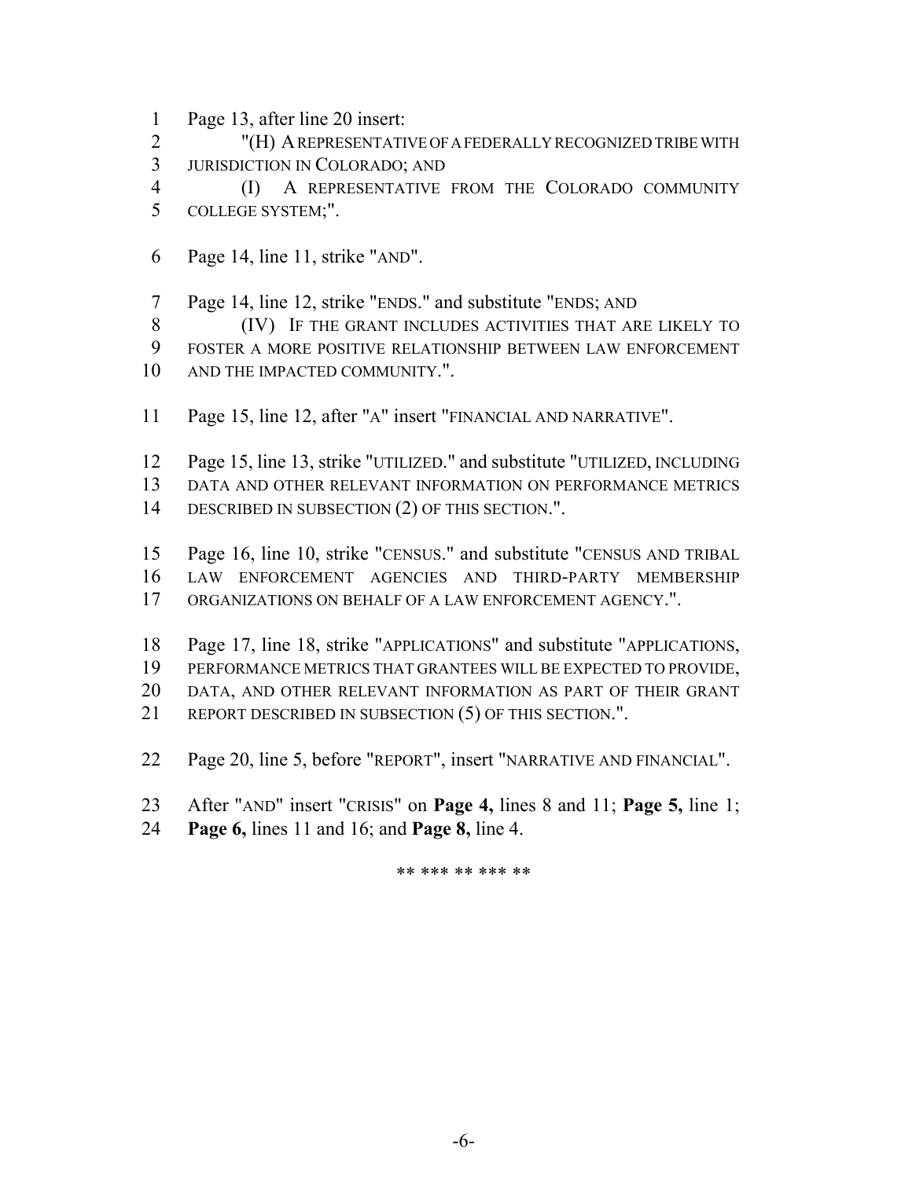Page 13, after line 20 insert:

"(H) A REPRESENTATIVE OF A FEDERALLY RECOGNIZED TRIBE WITH JURISDICTION IN COLORADO; AND

(I) A REPRESENTATIVE FROM THE COLORADO COMMUNITY COLLEGE SYSTEM;".

Page 14, line 11, strike "AND".

Page 14, line 12, strike "ENDS." and substitute "ENDS; AND

(IV) IF THE GRANT INCLUDES ACTIVITIES THAT ARE LIKELY TO FOSTER A MORE POSITIVE RELATIONSHIP BETWEEN LAW ENFORCEMENT AND THE IMPACTED COMMUNITY.".

Page 15, line 12, after "A" insert "FINANCIAL AND NARRATIVE".

Page 15, line 13, strike "UTILIZED." and substitute "UTILIZED, INCLUDING DATA AND OTHER RELEVANT INFORMATION ON PERFORMANCE METRICS DESCRIBED IN SUBSECTION (2) OF THIS SECTION.".

Page 16, line 10, strike "CENSUS." and substitute "CENSUS AND TRIBAL LAW ENFORCEMENT AGENCIES AND THIRD-PARTY MEMBERSHIP ORGANIZATIONS ON BEHALF OF A LAW ENFORCEMENT AGENCY.".

Page 17, line 18, strike "APPLICATIONS" and substitute "APPLICATIONS, PERFORMANCE METRICS THAT GRANTEES WILL BE EXPECTED TO PROVIDE, DATA, AND OTHER RELEVANT INFORMATION AS PART OF THEIR GRANT REPORT DESCRIBED IN SUBSECTION (5) OF THIS SECTION.".

Page 20, line 5, before "REPORT", insert "NARRATIVE AND FINANCIAL".

After "AND" insert "CRISIS" on **Page 4,** lines 8 and 11; **Page 5,** line 1; **Page 6,** lines 11 and 16; and **Page 8,** line 4.

** *** ** *** **